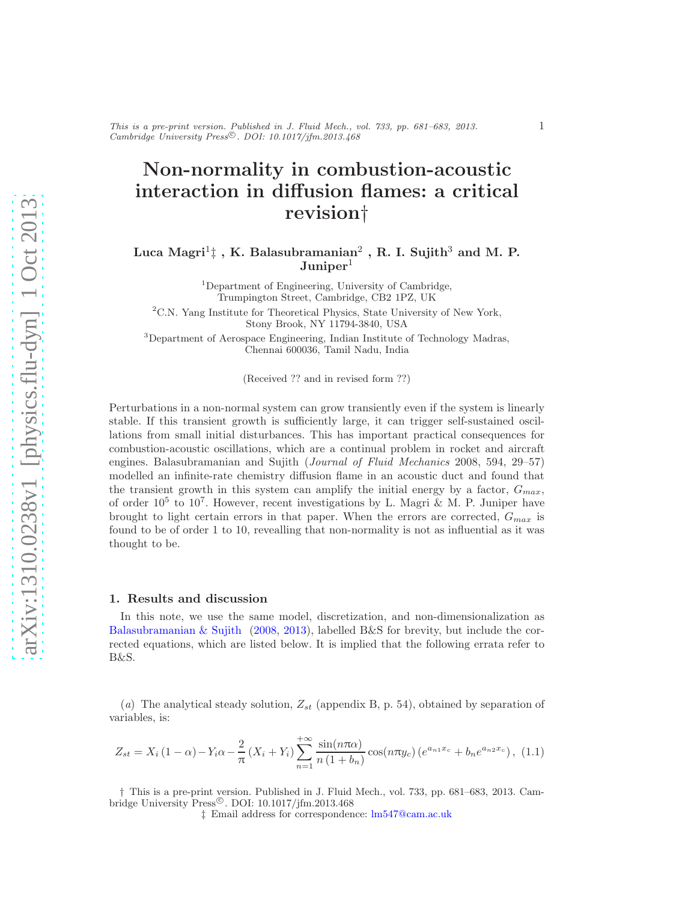# Non-normality in combustion-acoustic interaction in diffusion flames: a critical revision†

**Luca Magri[1]‡ , K. Balasubramanian[2] , R. I. Sujith[3] and M. P. Juniper[1]**

[1]Department of Engineering, University of Cambridge, Trumpington Street, Cambridge, CB2 1PZ, UK

[2]C.N. Yang Institute for Theoretical Physics, State University of New York, Stony Brook, NY 11794-3840, USA

[3]Department of Aerospace Engineering, Indian Institute of Technology Madras, Chennai 600036, Tamil Nadu, India

(Received ?? and in revised form ??)

Perturbations in a non-normal system can grow transiently even if the system is linearly stable. If this transient growth is sufficiently large, it can trigger self-sustained oscillations from small initial disturbances. This has important practical consequences for combustion-acoustic oscillations, which are a continual problem in rocket and aircraft engines. Balasubramanian and Sujith (*Journal of Fluid Mechanics* 2008, 594, 29–57) modelled an infinite-rate chemistry diffusion flame in an acoustic duct and found that the transient growth in this system can amplify the initial energy by a factor, $G_{max}$, of order $10^5$ to $10^7$. However, recent investigations by L. Magri & M. P. Juniper have brought to light certain errors in that paper. When the errors are corrected, $G_{max}$ is found to be of order 1 to 10, revealling that non-normality is not as influential as it was thought to be.

## 1. Results and discussion

In this note, we use the same model, discretization, and non-dimensionalization as Balasubramanian & Sujith (2008, 2013), labelled B&S for brevity, but include the corrected equations, which are listed below. It is implied that the following errata refer to B&S.

(*a*) The analytical steady solution, $Z_{st}$ (appendix B, p. 54), obtained by separation of variables, is:

$$Z_{st} = X_i (1-\alpha) - Y_i\alpha - \frac{2}{\pi}(X_i+Y_i)\sum_{n=1}^{+\infty}\frac{\sin(n\pi\alpha)}{n(1+b_n)}\cos(n\pi y_c)\left(e^{a_{n1}x_c}+b_n e^{a_{n2}x_c}\right), \quad (1.1)$$

† This is a pre-print version. Published in J. Fluid Mech., vol. 733, pp. 681–683, 2013. Cambridge University Press©. DOI: 10.1017/jfm.2013.468

‡ Email address for correspondence: lm547@cam.ac.uk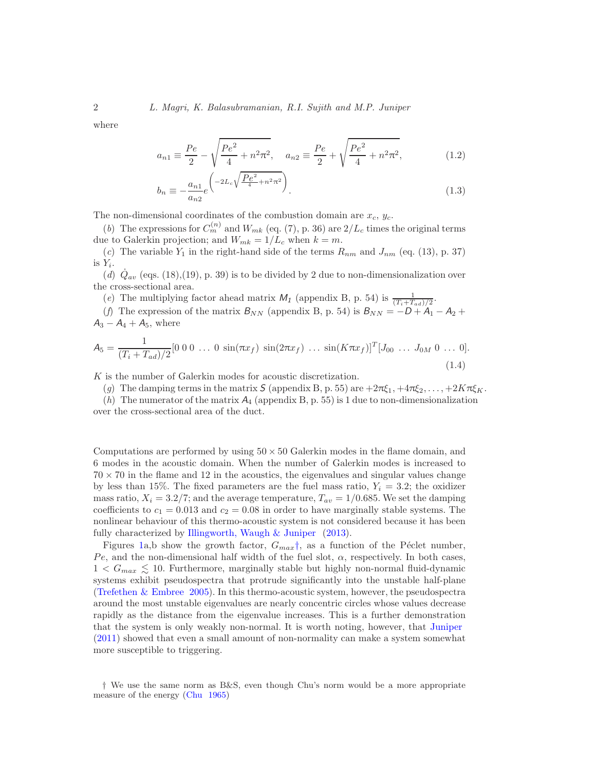where

$$a_{n1} \equiv \frac{Pe}{2} - \sqrt{\frac{Pe^2}{4} + n^2\pi^2}, \quad a_{n2} \equiv \frac{Pe}{2} + \sqrt{\frac{Pe^2}{4} + n^2\pi^2}, \tag{1.2}$$

$$b_n \equiv -\frac{a_{n1}}{a_{n2}} e^{\left(-2L_c\sqrt{\frac{Pe^2}{4}+n^2\pi^2}\right)}. \tag{1.3}$$

The non-dimensional coordinates of the combustion domain are $x_c$, $y_c$.

(*b*) The expressions for $C_m^{(n)}$ and $W_{mk}$ (eq. (7), p. 36) are $2/L_c$ times the original terms due to Galerkin projection; and $W_{mk} = 1/L_c$ when $k = m$.

(*c*) The variable $Y_1$ in the right-hand side of the terms $R_{nm}$ and $J_{nm}$ (eq. (13), p. 37) is $Y_i$.

(*d*) $\dot{Q}_{av}$ (eqs. (18),(19), p. 39) is to be divided by 2 due to non-dimensionalization over the cross-sectional area.

(*e*) The multiplying factor ahead matrix $\mathsf{M}_1$ (appendix B, p. 54) is $\frac{1}{(T_i+T_{ad})/2}$.

(*f*) The expression of the matrix $\mathsf{B}_{NN}$ (appendix B, p. 54) is $\mathsf{B}_{NN} = -\mathsf{D} + \mathsf{A}_1 - \mathsf{A}_2 + \mathsf{A}_3 - \mathsf{A}_4 + \mathsf{A}_5$, where

$$\mathsf{A}_5 = \frac{1}{(T_i + T_{ad})/2}[0\ 0\ 0\ \ldots\ 0\ \sin(\pi x_f)\ \sin(2\pi x_f)\ \ldots\ \sin(K\pi x_f)]^T[J_{00}\ \ldots\ J_{0M}\ 0\ \ldots\ 0]. \tag{1.4}$$

$K$ is the number of Galerkin modes for acoustic discretization.

(*g*) The damping terms in the matrix $\mathsf{S}$ (appendix B, p. 55) are $+2\pi\xi_1, +4\pi\xi_2, \ldots, +2K\pi\xi_K$.

(*h*) The numerator of the matrix $\mathsf{A}_4$ (appendix B, p. 55) is 1 due to non-dimensionalization over the cross-sectional area of the duct.

Computations are performed by using $50 \times 50$ Galerkin modes in the flame domain, and 6 modes in the acoustic domain. When the number of Galerkin modes is increased to $70 \times 70$ in the flame and 12 in the acoustics, the eigenvalues and singular values change by less than 15%. The fixed parameters are the fuel mass ratio, $Y_i = 3.2$; the oxidizer mass ratio, $X_i = 3.2/7$; and the average temperature, $T_{av} = 1/0.685$. We set the damping coefficients to $c_1 = 0.013$ and $c_2 = 0.08$ in order to have marginally stable systems. The nonlinear behaviour of this thermo-acoustic system is not considered because it has been fully characterized by Illingworth, Waugh & Juniper (2013).

Figures 1a,b show the growth factor, $G_{max}$†, as a function of the Péclet number, $Pe$, and the non-dimensional half width of the fuel slot, $\alpha$, respectively. In both cases, $1 < G_{max} \lesssim 10$. Furthermore, marginally stable but highly non-normal fluid-dynamic systems exhibit pseudospectra that protrude significantly into the unstable half-plane (Trefethen & Embree 2005). In this thermo-acoustic system, however, the pseudospectra around the most unstable eigenvalues are nearly concentric circles whose values decrease rapidly as the distance from the eigenvalue increases. This is a further demonstration that the system is only weakly non-normal. It is worth noting, however, that Juniper (2011) showed that even a small amount of non-normality can make a system somewhat more susceptible to triggering.

† We use the same norm as B&S, even though Chu's norm would be a more appropriate measure of the energy (Chu 1965)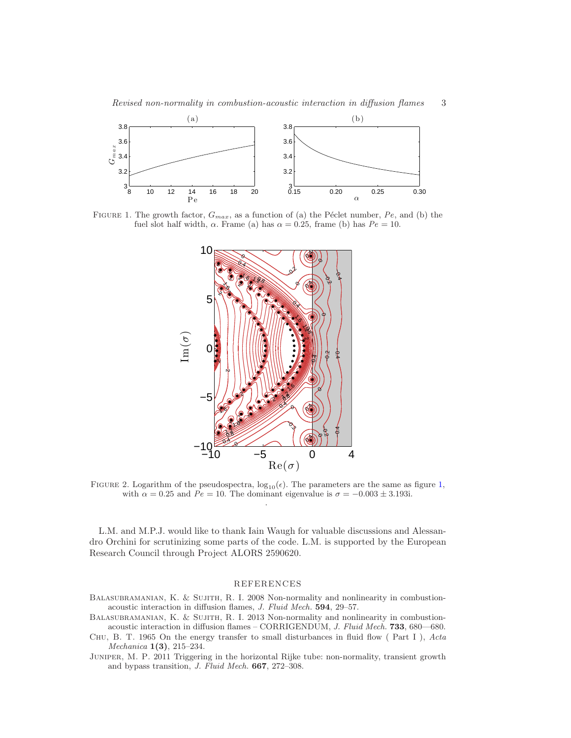FIGURE 1. The growth factor, $G_{max}$, as a function of (a) the Péclet number, $Pe$, and (b) the fuel slot half width, $\alpha$. Frame (a) has $\alpha = 0.25$, frame (b) has $Pe = 10$.

FIGURE 2. Logarithm of the pseudospectra, $\log_{10}(\epsilon)$. The parameters are the same as figure 1, with $\alpha = 0.25$ and $Pe = 10$. The dominant eigenvalue is $\sigma = -0.003 \pm 3.193$i.

L.M. and M.P.J. would like to thank Iain Waugh for valuable discussions and Alessandro Orchini for scrutinizing some parts of the code. L.M. is supported by the European Research Council through Project ALORS 2590620.

## REFERENCES

Balasubramanian, K. & Sujith, R. I. 2008 Non-normality and nonlinearity in combustion-acoustic interaction in diffusion flames, *J. Fluid Mech.* **594**, 29–57.

Balasubramanian, K. & Sujith, R. I. 2013 Non-normality and nonlinearity in combustion-acoustic interaction in diffusion flames – CORRIGENDUM, *J. Fluid Mech.* **733**, 680—680.

Chu, B. T. 1965 On the energy transfer to small disturbances in fluid flow ( Part I ), *Acta Mechanica* **1(3)**, 215–234.

Juniper, M. P. 2011 Triggering in the horizontal Rijke tube: non-normality, transient growth and bypass transition, *J. Fluid Mech.* **667**, 272–308.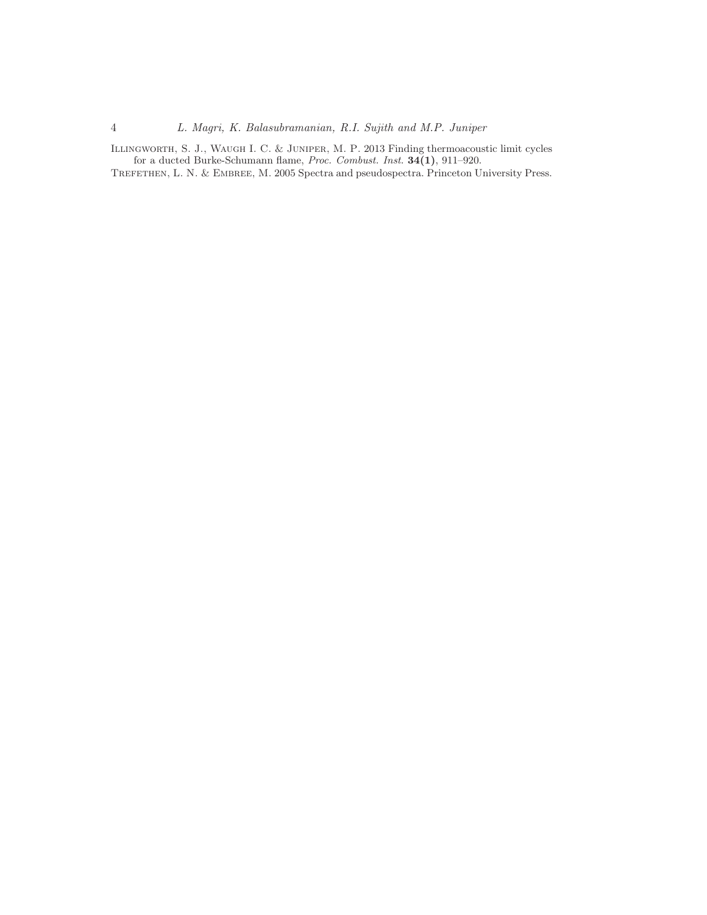Illingworth, S. J., Waugh I. C. & Juniper, M. P. 2013 Finding thermoacoustic limit cycles for a ducted Burke-Schumann flame, *Proc. Combust. Inst.* **34(1)**, 911–920.

Trefethen, L. N. & Embree, M. 2005 Spectra and pseudospectra. Princeton University Press.